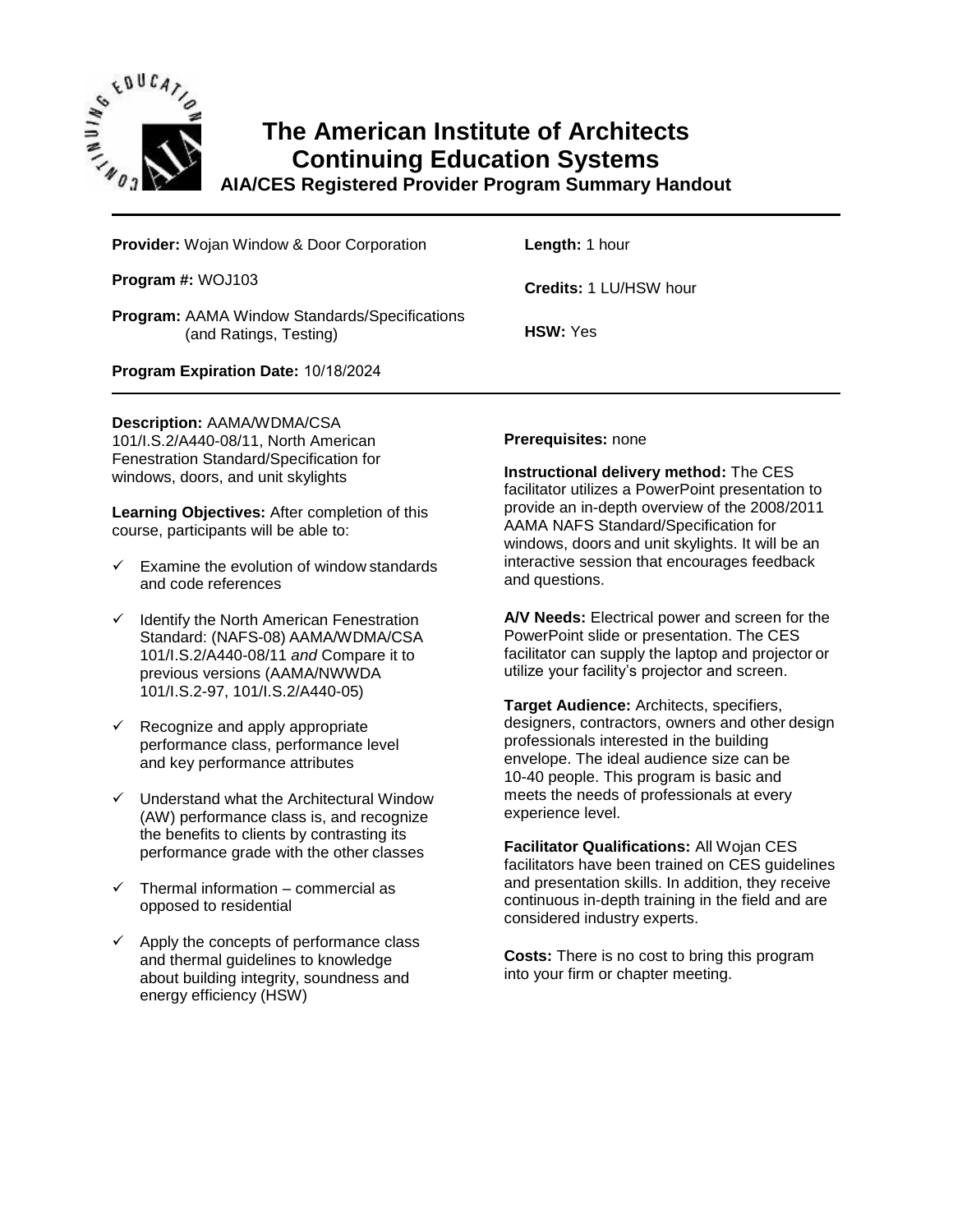# The American Institute of Architects Continuing Education Systems

## AIA/CES Registered Provider Program Summary Handout

**Provider:** Wojan Window & Door Corporation

**Program #:** WOJ103

**Program:** AAMA Window Standards/Specifications (and Ratings, Testing)

**Program Expiration Date:** 10/18/2024

**Length:** 1 hour

**Credits:** 1 LU/HSW hour

**HSW:** Yes

---

**Description:** AAMA/WDMA/CSA 101/I.S.2/A440-08/11, North American Fenestration Standard/Specification for windows, doors, and unit skylights

**Learning Objectives:** After completion of this course, participants will be able to:

- ✓ Examine the evolution of window standards and code references
- ✓ Identify the North American Fenestration Standard: (NAFS-08) AAMA/WDMA/CSA 101/I.S.2/A440-08/11 *and* Compare it to previous versions (AAMA/NWWDA 101/I.S.2-97, 101/I.S.2/A440-05)
- ✓ Recognize and apply appropriate performance class, performance level and key performance attributes
- ✓ Understand what the Architectural Window (AW) performance class is, and recognize the benefits to clients by contrasting its performance grade with the other classes
- ✓ Thermal information – commercial as opposed to residential
- ✓ Apply the concepts of performance class and thermal guidelines to knowledge about building integrity, soundness and energy efficiency (HSW)

**Prerequisites:** none

**Instructional delivery method:** The CES facilitator utilizes a PowerPoint presentation to provide an in-depth overview of the 2008/2011 AAMA NAFS Standard/Specification for windows, doors and unit skylights. It will be an interactive session that encourages feedback and questions.

**A/V Needs:** Electrical power and screen for the PowerPoint slide or presentation. The CES facilitator can supply the laptop and projector or utilize your facility's projector and screen.

**Target Audience:** Architects, specifiers, designers, contractors, owners and other design professionals interested in the building envelope. The ideal audience size can be 10-40 people. This program is basic and meets the needs of professionals at every experience level.

**Facilitator Qualifications:** All Wojan CES facilitators have been trained on CES guidelines and presentation skills. In addition, they receive continuous in-depth training in the field and are considered industry experts.

**Costs:** There is no cost to bring this program into your firm or chapter meeting.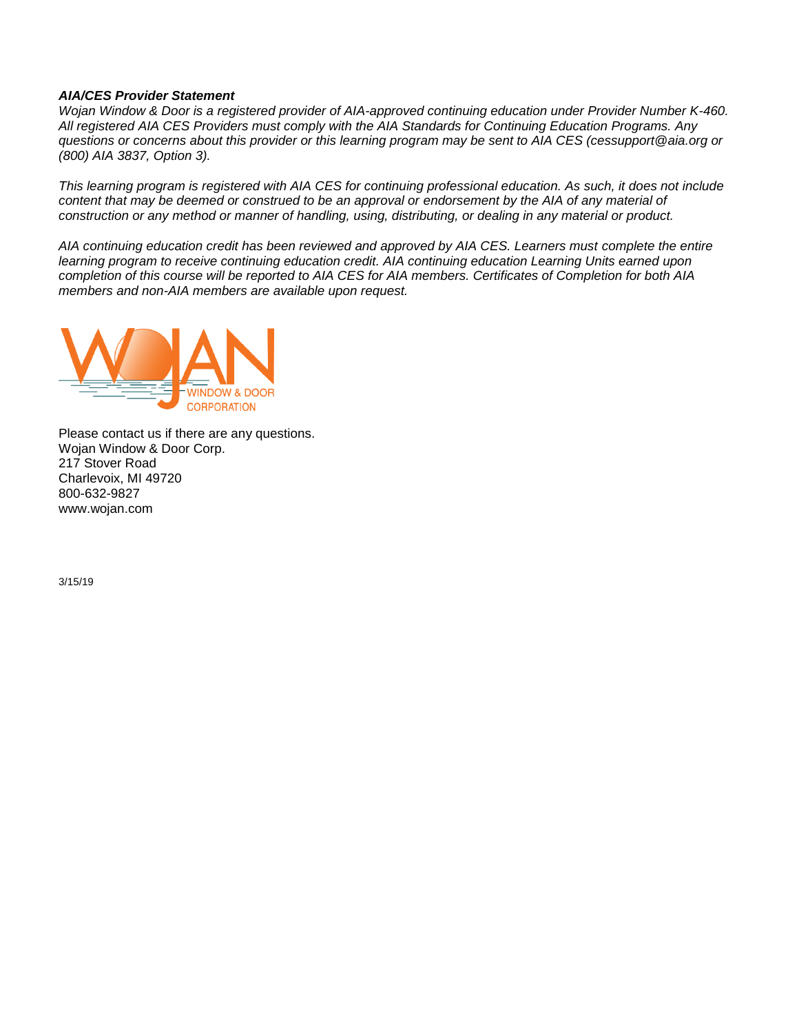***AIA/CES Provider Statement***

*Wojan Window & Door is a registered provider of AIA-approved continuing education under Provider Number K-460. All registered AIA CES Providers must comply with the AIA Standards for Continuing Education Programs. Any questions or concerns about this provider or this learning program may be sent to AIA CES (cessupport@aia.org or (800) AIA 3837, Option 3).*

*This learning program is registered with AIA CES for continuing professional education. As such, it does not include content that may be deemed or construed to be an approval or endorsement by the AIA of any material of construction or any method or manner of handling, using, distributing, or dealing in any material or product.*

*AIA continuing education credit has been reviewed and approved by AIA CES. Learners must complete the entire learning program to receive continuing education credit. AIA continuing education Learning Units earned upon completion of this course will be reported to AIA CES for AIA members. Certificates of Completion for both AIA members and non-AIA members are available upon request.*

WOJAN WINDOW & DOOR CORPORATION

Please contact us if there are any questions.
Wojan Window & Door Corp.
217 Stover Road
Charlevoix, MI 49720
800-632-9827
www.wojan.com

3/15/19